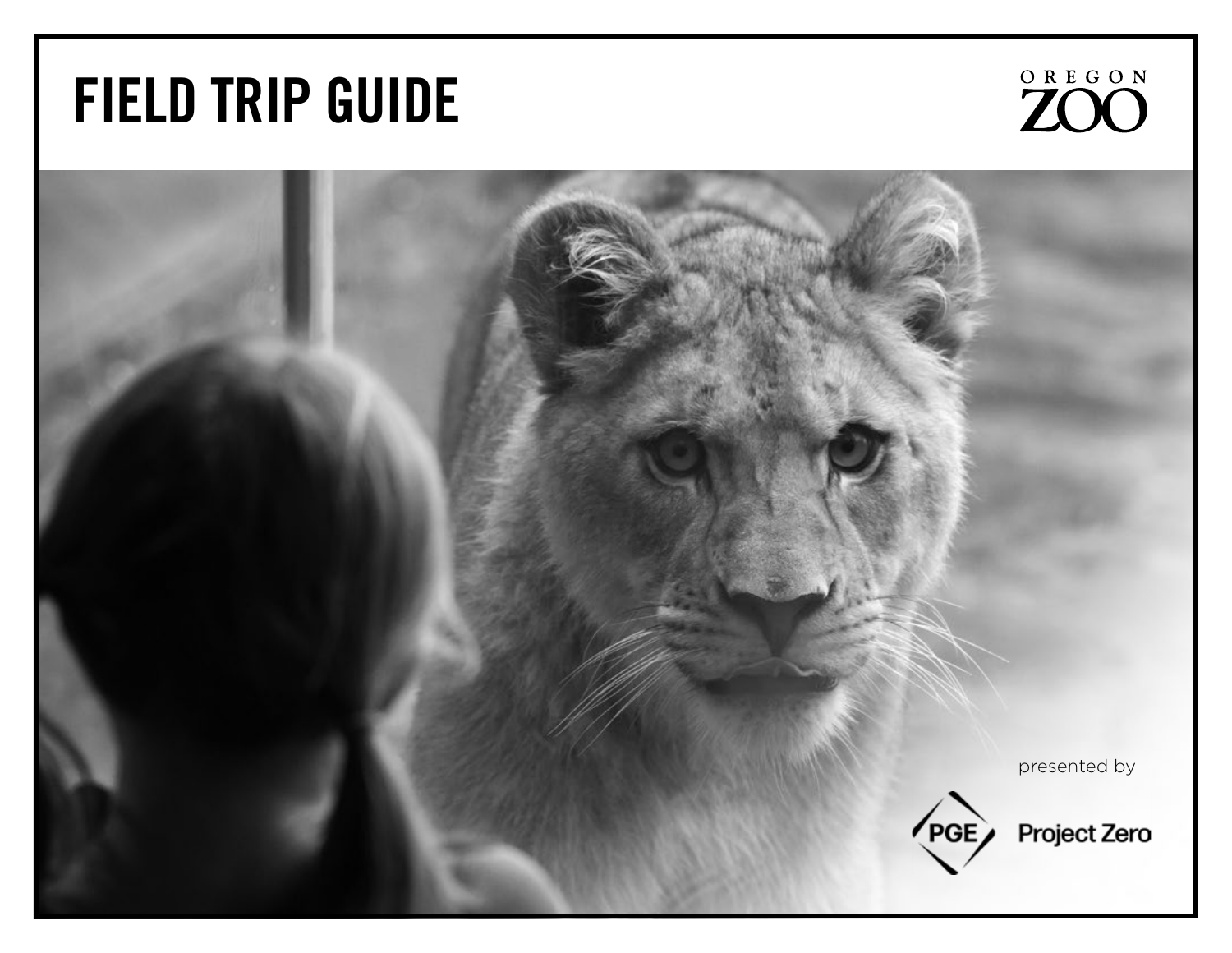# FIELD TRIP GUIDE

OREGON ZOO

presented by

PGE Project Zero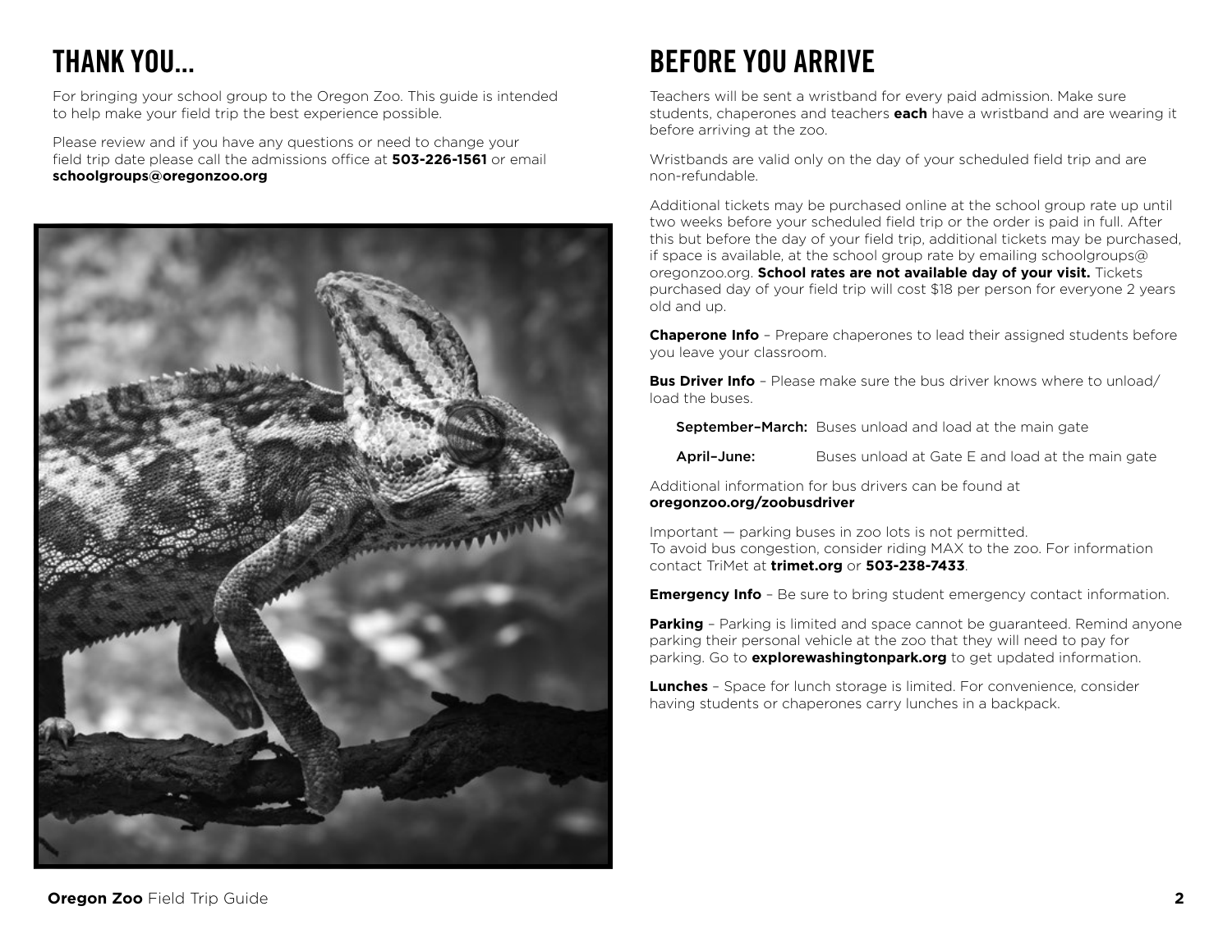# THANK YOU...

For bringing your school group to the Oregon Zoo. This guide is intended to help make your field trip the best experience possible.

Please review and if you have any questions or need to change your field trip date please call the admissions office at **503-226-1561** or email **schoolgroups@oregonzoo.org**

# BEFORE YOU ARRIVE

Teachers will be sent a wristband for every paid admission. Make sure students, chaperones and teachers **each** have a wristband and are wearing it before arriving at the zoo.

Wristbands are valid only on the day of your scheduled field trip and are non-refundable.

Additional tickets may be purchased online at the school group rate up until two weeks before your scheduled field trip or the order is paid in full. After this but before the day of your field trip, additional tickets may be purchased, if space is available, at the school group rate by emailing schoolgroups@oregonzoo.org. **School rates are not available day of your visit.** Tickets purchased day of your field trip will cost $18 per person for everyone 2 years old and up.

**Chaperone Info** – Prepare chaperones to lead their assigned students before you leave your classroom.

**Bus Driver Info** – Please make sure the bus driver knows where to unload/load the buses.

| | |
|---|---|
| **September–March:** | Buses unload and load at the main gate |
| **April–June:** | Buses unload at Gate E and load at the main gate |

Additional information for bus drivers can be found at **oregonzoo.org/zoobusdriver**

Important — parking buses in zoo lots is not permitted.
To avoid bus congestion, consider riding MAX to the zoo. For information contact TriMet at **trimet.org** or **503-238-7433**.

**Emergency Info** – Be sure to bring student emergency contact information.

**Parking** – Parking is limited and space cannot be guaranteed. Remind anyone parking their personal vehicle at the zoo that they will need to pay for parking. Go to **explorewashingtonpark.org** to get updated information.

**Lunches** – Space for lunch storage is limited. For convenience, consider having students or chaperones carry lunches in a backpack.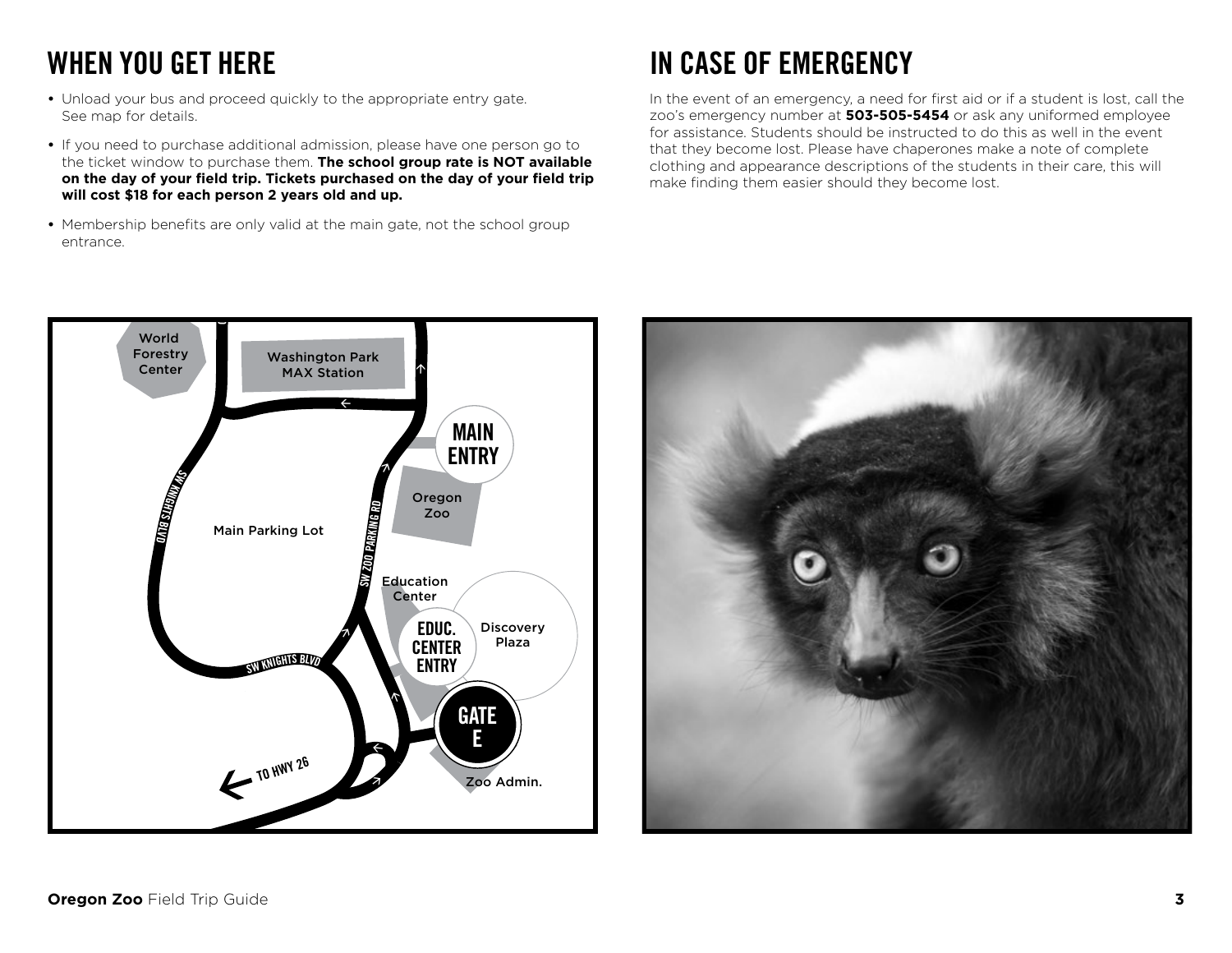## WHEN YOU GET HERE

- Unload your bus and proceed quickly to the appropriate entry gate. See map for details.
- If you need to purchase additional admission, please have one person go to the ticket window to purchase them. **The school group rate is NOT available on the day of your field trip. Tickets purchased on the day of your field trip will cost $18 for each person 2 years old and up.**
- Membership benefits are only valid at the main gate, not the school group entrance.

## IN CASE OF EMERGENCY

In the event of an emergency, a need for first aid or if a student is lost, call the zoo's emergency number at **503-505-5454** or ask any uniformed employee for assistance. Students should be instructed to do this as well in the event that they become lost. Please have chaperones make a note of complete clothing and appearance descriptions of the students in their care, this will make finding them easier should they become lost.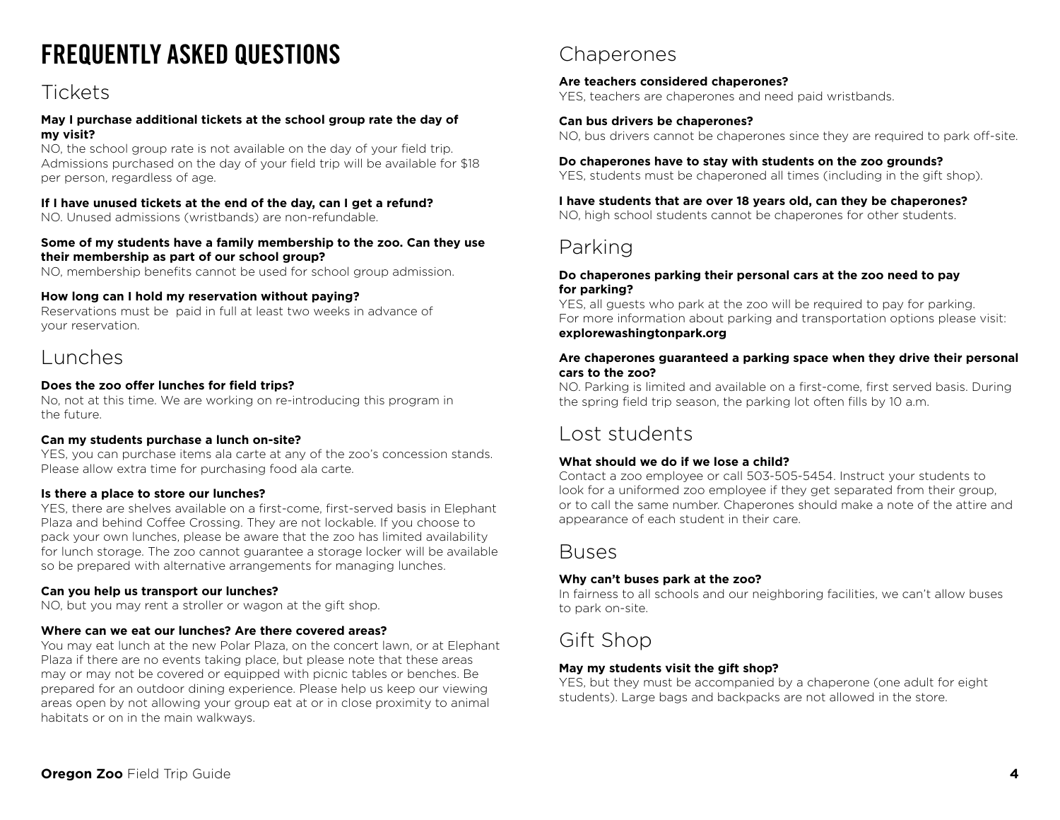# FREQUENTLY ASKED QUESTIONS

## Tickets

**May I purchase additional tickets at the school group rate the day of my visit?**
NO, the school group rate is not available on the day of your field trip. Admissions purchased on the day of your field trip will be available for $18 per person, regardless of age.

**If I have unused tickets at the end of the day, can I get a refund?**
NO. Unused admissions (wristbands) are non-refundable.

**Some of my students have a family membership to the zoo. Can they use their membership as part of our school group?**
NO, membership benefits cannot be used for school group admission.

**How long can I hold my reservation without paying?**
Reservations must be paid in full at least two weeks in advance of your reservation.

## Lunches

**Does the zoo offer lunches for field trips?**
No, not at this time. We are working on re-introducing this program in the future.

**Can my students purchase a lunch on-site?**
YES, you can purchase items ala carte at any of the zoo's concession stands. Please allow extra time for purchasing food ala carte.

**Is there a place to store our lunches?**
YES, there are shelves available on a first-come, first-served basis in Elephant Plaza and behind Coffee Crossing. They are not lockable. If you choose to pack your own lunches, please be aware that the zoo has limited availability for lunch storage. The zoo cannot guarantee a storage locker will be available so be prepared with alternative arrangements for managing lunches.

**Can you help us transport our lunches?**
NO, but you may rent a stroller or wagon at the gift shop.

**Where can we eat our lunches? Are there covered areas?**
You may eat lunch at the new Polar Plaza, on the concert lawn, or at Elephant Plaza if there are no events taking place, but please note that these areas may or may not be covered or equipped with picnic tables or benches. Be prepared for an outdoor dining experience. Please help us keep our viewing areas open by not allowing your group eat at or in close proximity to animal habitats or on in the main walkways.

## Chaperones

**Are teachers considered chaperones?**
YES, teachers are chaperones and need paid wristbands.

**Can bus drivers be chaperones?**
NO, bus drivers cannot be chaperones since they are required to park off-site.

**Do chaperones have to stay with students on the zoo grounds?**
YES, students must be chaperoned all times (including in the gift shop).

**I have students that are over 18 years old, can they be chaperones?**
NO, high school students cannot be chaperones for other students.

## Parking

**Do chaperones parking their personal cars at the zoo need to pay for parking?**
YES, all guests who park at the zoo will be required to pay for parking. For more information about parking and transportation options please visit: **explorewashingtonpark.org**

**Are chaperones guaranteed a parking space when they drive their personal cars to the zoo?**
NO. Parking is limited and available on a first-come, first served basis. During the spring field trip season, the parking lot often fills by 10 a.m.

## Lost students

**What should we do if we lose a child?**
Contact a zoo employee or call 503-505-5454. Instruct your students to look for a uniformed zoo employee if they get separated from their group, or to call the same number. Chaperones should make a note of the attire and appearance of each student in their care.

## Buses

**Why can't buses park at the zoo?**
In fairness to all schools and our neighboring facilities, we can't allow buses to park on-site.

## Gift Shop

**May my students visit the gift shop?**
YES, but they must be accompanied by a chaperone (one adult for eight students). Large bags and backpacks are not allowed in the store.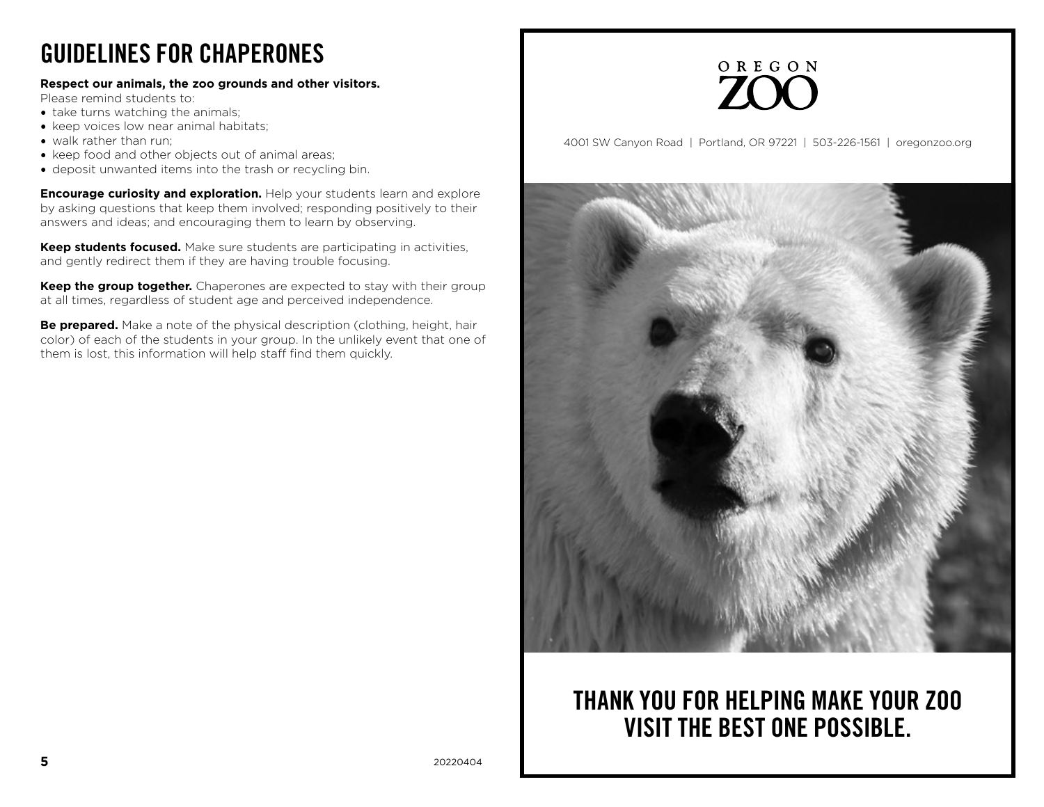# GUIDELINES FOR CHAPERONES

**Respect our animals, the zoo grounds and other visitors.**
Please remind students to:

- take turns watching the animals;
- keep voices low near animal habitats;
- walk rather than run;
- keep food and other objects out of animal areas;
- deposit unwanted items into the trash or recycling bin.

**Encourage curiosity and exploration.** Help your students learn and explore by asking questions that keep them involved; responding positively to their answers and ideas; and encouraging them to learn by observing.

**Keep students focused.** Make sure students are participating in activities, and gently redirect them if they are having trouble focusing.

**Keep the group together.** Chaperones are expected to stay with their group at all times, regardless of student age and perceived independence.

**Be prepared.** Make a note of the physical description (clothing, height, hair color) of each of the students in your group. In the unlikely event that one of them is lost, this information will help staff find them quickly.

20220404

OREGON ZOO

4001 SW Canyon Road | Portland, OR 97221 | 503-226-1561 | oregonzoo.org

## THANK YOU FOR HELPING MAKE YOUR ZOO VISIT THE BEST ONE POSSIBLE.